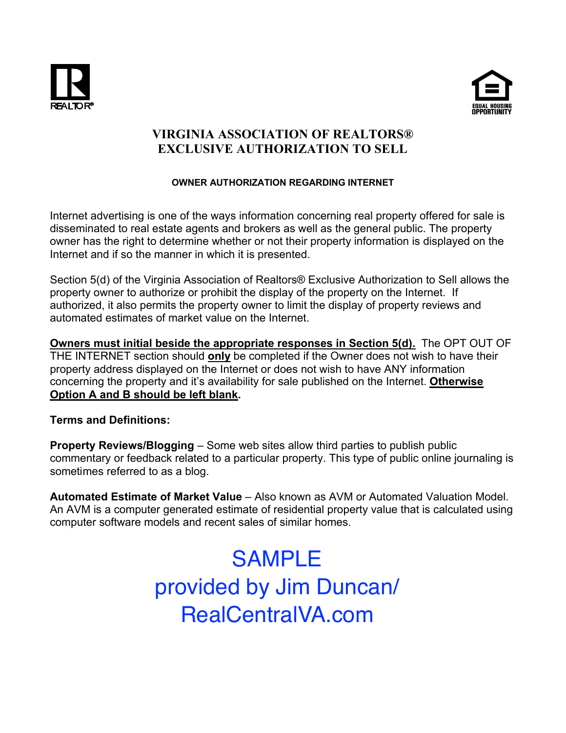REALTOR®

EQUAL HOUSING OPPORTUNITY

# VIRGINIA ASSOCIATION OF REALTORS®
# EXCLUSIVE AUTHORIZATION TO SELL

## OWNER AUTHORIZATION REGARDING INTERNET

Internet advertising is one of the ways information concerning real property offered for sale is disseminated to real estate agents and brokers as well as the general public. The property owner has the right to determine whether or not their property information is displayed on the Internet and if so the manner in which it is presented.

Section 5(d) of the Virginia Association of Realtors® Exclusive Authorization to Sell allows the property owner to authorize or prohibit the display of the property on the Internet. If authorized, it also permits the property owner to limit the display of property reviews and automated estimates of market value on the Internet.

**Owners must initial beside the appropriate responses in Section 5(d).** The OPT OUT OF THE INTERNET section should **only** be completed if the Owner does not wish to have their property address displayed on the Internet or does not wish to have ANY information concerning the property and it's availability for sale published on the Internet. **Otherwise Option A and B should be left blank.**

**Terms and Definitions:**

**Property Reviews/Blogging** – Some web sites allow third parties to publish public commentary or feedback related to a particular property. This type of public online journaling is sometimes referred to as a blog.

**Automated Estimate of Market Value** – Also known as AVM or Automated Valuation Model. An AVM is a computer generated estimate of residential property value that is calculated using computer software models and recent sales of similar homes.

SAMPLE
provided by Jim Duncan/
RealCentralVA.com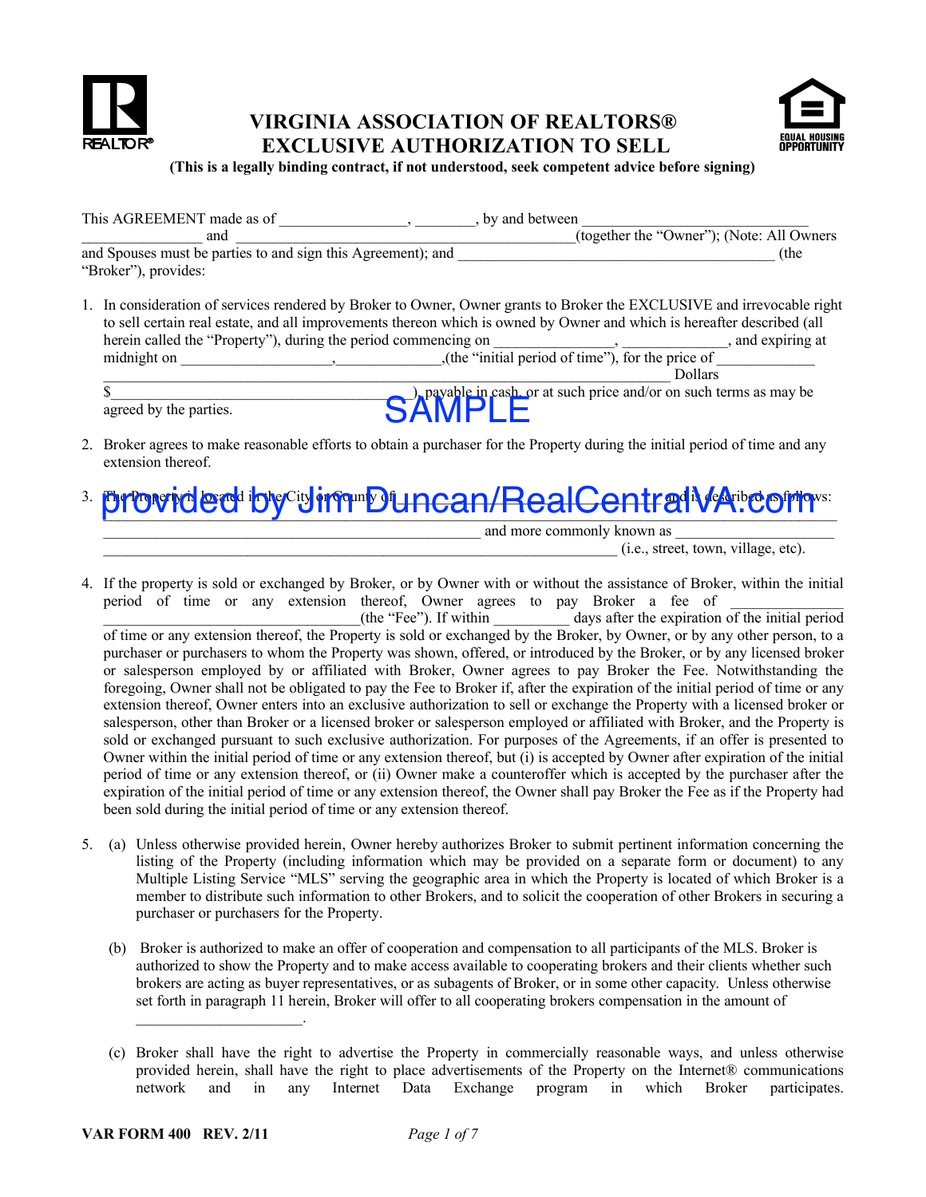# VIRGINIA ASSOCIATION OF REALTORS®
# EXCLUSIVE AUTHORIZATION TO SELL

**(This is a legally binding contract, if not understood, seek competent advice before signing)**

This AGREEMENT made as of _________________, ________, by and between ______________________________ _______________ and _____________________________________________(together the "Owner"); (Note: All Owners and Spouses must be parties to and sign this Agreement); and __________________________________________ (the "Broker"), provides:

1. In consideration of services rendered by Broker to Owner, Owner grants to Broker the EXCLUSIVE and irrevocable right to sell certain real estate, and all improvements thereon which is owned by Owner and which is hereafter described (all herein called the "Property"), during the period commencing on ________________, ______________, and expiring at midnight on ____________________,______________,(the "initial period of time"), for the price of _____________ __________________________________________________________________________ Dollars $________________________________________), payable in cash, or at such price and/or on such terms as may be agreed by the parties.

SAMPLE

2. Broker agrees to make reasonable efforts to obtain a purchaser for the Property during the initial period of time and any extension thereof.

3. The Property is located in the City or County of _______________ and is described as follows: _____________________________________________________________________________________ ________________________________________________ and more commonly known as ____________________ ______________________________________________________________________ (i.e., street, town, village, etc).

provided by Jim Duncan/RealCentralVA.com

4. If the property is sold or exchanged by Broker, or by Owner with or without the assistance of Broker, within the initial period of time or any extension thereof, Owner agrees to pay Broker a fee of _______________ __________________________________(the "Fee"). If within __________ days after the expiration of the initial period of time or any extension thereof, the Property is sold or exchanged by the Broker, by Owner, or by any other person, to a purchaser or purchasers to whom the Property was shown, offered, or introduced by the Broker, or by any licensed broker or salesperson employed by or affiliated with Broker, Owner agrees to pay Broker the Fee. Notwithstanding the foregoing, Owner shall not be obligated to pay the Fee to Broker if, after the expiration of the initial period of time or any extension thereof, Owner enters into an exclusive authorization to sell or exchange the Property with a licensed broker or salesperson, other than Broker or a licensed broker or salesperson employed or affiliated with Broker, and the Property is sold or exchanged pursuant to such exclusive authorization. For purposes of the Agreements, if an offer is presented to Owner within the initial period of time or any extension thereof, but (i) is accepted by Owner after expiration of the initial period of time or any extension thereof, or (ii) Owner make a counteroffer which is accepted by the purchaser after the expiration of the initial period of time or any extension thereof, the Owner shall pay Broker the Fee as if the Property had been sold during the initial period of time or any extension thereof.

5. (a) Unless otherwise provided herein, Owner hereby authorizes Broker to submit pertinent information concerning the listing of the Property (including information which may be provided on a separate form or document) to any Multiple Listing Service "MLS" serving the geographic area in which the Property is located of which Broker is a member to distribute such information to other Brokers, and to solicit the cooperation of other Brokers in securing a purchaser or purchasers for the Property.

   (b) Broker is authorized to make an offer of cooperation and compensation to all participants of the MLS. Broker is authorized to show the Property and to make access available to cooperating brokers and their clients whether such brokers are acting as buyer representatives, or as subagents of Broker, or in some other capacity. Unless otherwise set forth in paragraph 11 herein, Broker will offer to all cooperating brokers compensation in the amount of ______________________.

   (c) Broker shall have the right to advertise the Property in commercially reasonable ways, and unless otherwise provided herein, shall have the right to place advertisements of the Property on the Internet® communications network and in any Internet Data Exchange program in which Broker participates.

VAR FORM 400 REV. 2/11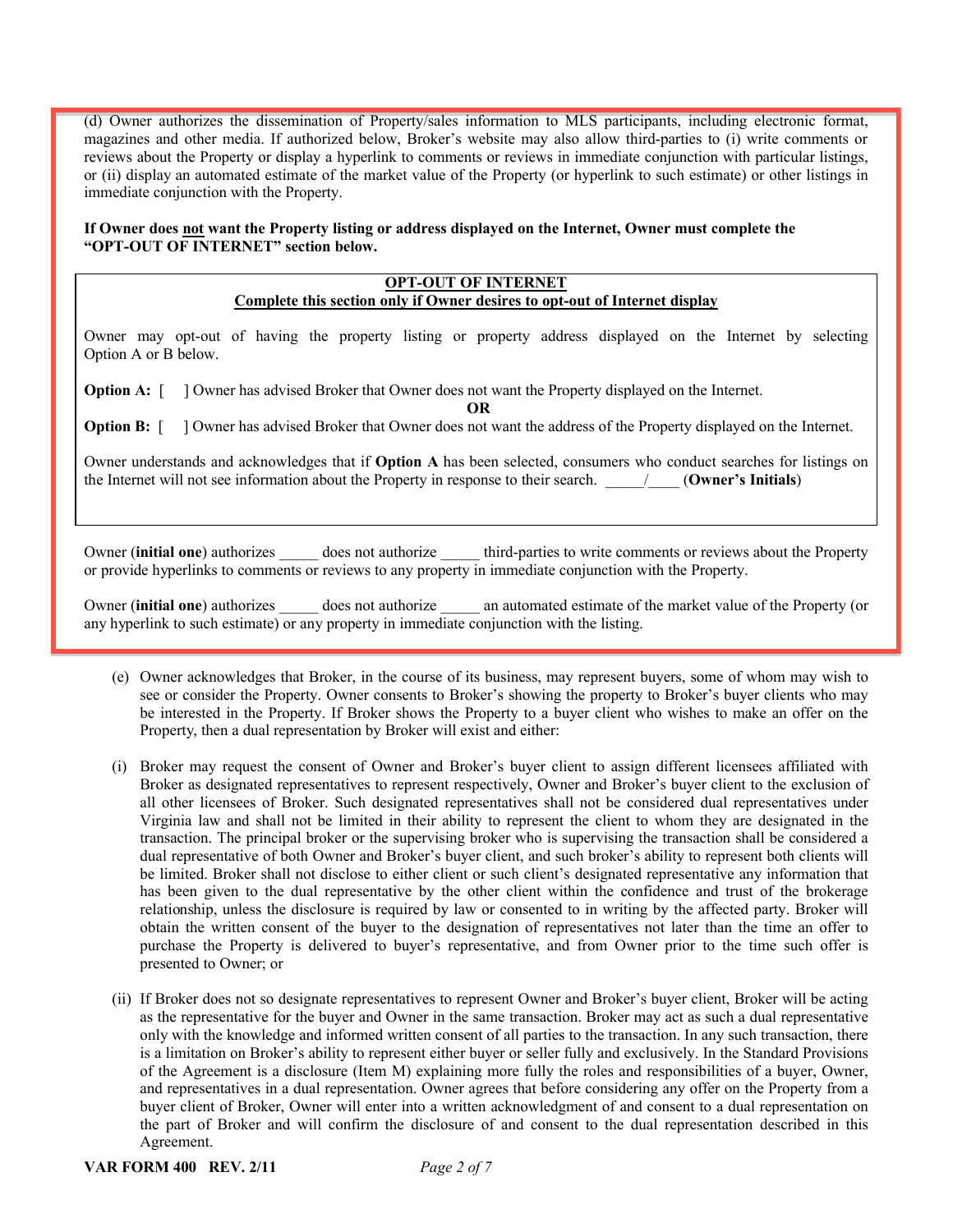(d) Owner authorizes the dissemination of Property/sales information to MLS participants, including electronic format, magazines and other media. If authorized below, Broker's website may also allow third-parties to (i) write comments or reviews about the Property or display a hyperlink to comments or reviews in immediate conjunction with particular listings, or (ii) display an automated estimate of the market value of the Property (or hyperlink to such estimate) or other listings in immediate conjunction with the Property.

**If Owner does <u>not</u> want the Property listing or address displayed on the Internet, Owner must complete the "OPT-OUT OF INTERNET" section below.**

**<u>OPT-OUT OF INTERNET</u>**

**<u>Complete this section only if Owner desires to opt-out of Internet display</u>**

Owner may opt-out of having the property listing or property address displayed on the Internet by selecting Option A or B below.

**Option A:** [ ] Owner has advised Broker that Owner does not want the Property displayed on the Internet.

**OR**

**Option B:** [ ] Owner has advised Broker that Owner does not want the address of the Property displayed on the Internet.

Owner understands and acknowledges that if **Option A** has been selected, consumers who conduct searches for listings on the Internet will not see information about the Property in response to their search. _____/____ (**Owner's Initials**)

Owner (**initial one**) authorizes _____ does not authorize _____ third-parties to write comments or reviews about the Property or provide hyperlinks to comments or reviews to any property in immediate conjunction with the Property.

Owner (**initial one**) authorizes _____ does not authorize _____ an automated estimate of the market value of the Property (or any hyperlink to such estimate) or any property in immediate conjunction with the listing.

(e) Owner acknowledges that Broker, in the course of its business, may represent buyers, some of whom may wish to see or consider the Property. Owner consents to Broker's showing the property to Broker's buyer clients who may be interested in the Property. If Broker shows the Property to a buyer client who wishes to make an offer on the Property, then a dual representation by Broker will exist and either:

(i) Broker may request the consent of Owner and Broker's buyer client to assign different licensees affiliated with Broker as designated representatives to represent respectively, Owner and Broker's buyer client to the exclusion of all other licensees of Broker. Such designated representatives shall not be considered dual representatives under Virginia law and shall not be limited in their ability to represent the client to whom they are designated in the transaction. The principal broker or the supervising broker who is supervising the transaction shall be considered a dual representative of both Owner and Broker's buyer client, and such broker's ability to represent both clients will be limited. Broker shall not disclose to either client or such client's designated representative any information that has been given to the dual representative by the other client within the confidence and trust of the brokerage relationship, unless the disclosure is required by law or consented to in writing by the affected party. Broker will obtain the written consent of the buyer to the designation of representatives not later than the time an offer to purchase the Property is delivered to buyer's representative, and from Owner prior to the time such offer is presented to Owner; or

(ii) If Broker does not so designate representatives to represent Owner and Broker's buyer client, Broker will be acting as the representative for the buyer and Owner in the same transaction. Broker may act as such a dual representative only with the knowledge and informed written consent of all parties to the transaction. In any such transaction, there is a limitation on Broker's ability to represent either buyer or seller fully and exclusively. In the Standard Provisions of the Agreement is a disclosure (Item M) explaining more fully the roles and responsibilities of a buyer, Owner, and representatives in a dual representation. Owner agrees that before considering any offer on the Property from a buyer client of Broker, Owner will enter into a written acknowledgment of and consent to a dual representation on the part of Broker and will confirm the disclosure of and consent to the dual representation described in this Agreement.

**VAR FORM 400 REV. 2/11**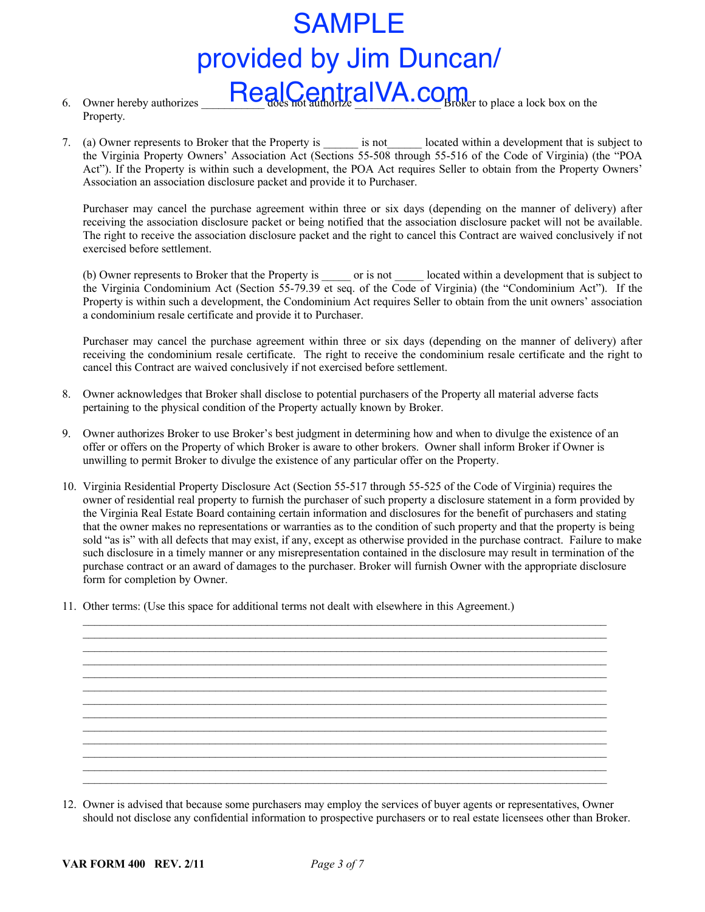SAMPLE
provided by Jim Duncan/
RealCentralVA.com

6. Owner hereby authorizes ___________ does not authorize _______________ Broker to place a lock box on the Property.

7. (a) Owner represents to Broker that the Property is ______ is not______ located within a development that is subject to the Virginia Property Owners' Association Act (Sections 55-508 through 55-516 of the Code of Virginia) (the "POA Act"). If the Property is within such a development, the POA Act requires Seller to obtain from the Property Owners' Association an association disclosure packet and provide it to Purchaser.

   Purchaser may cancel the purchase agreement within three or six days (depending on the manner of delivery) after receiving the association disclosure packet or being notified that the association disclosure packet will not be available. The right to receive the association disclosure packet and the right to cancel this Contract are waived conclusively if not exercised before settlement.

   (b) Owner represents to Broker that the Property is _____ or is not _____ located within a development that is subject to the Virginia Condominium Act (Section 55-79.39 et seq. of the Code of Virginia) (the "Condominium Act"). If the Property is within such a development, the Condominium Act requires Seller to obtain from the unit owners' association a condominium resale certificate and provide it to Purchaser.

   Purchaser may cancel the purchase agreement within three or six days (depending on the manner of delivery) after receiving the condominium resale certificate. The right to receive the condominium resale certificate and the right to cancel this Contract are waived conclusively if not exercised before settlement.

8. Owner acknowledges that Broker shall disclose to potential purchasers of the Property all material adverse facts pertaining to the physical condition of the Property actually known by Broker.

9. Owner authorizes Broker to use Broker's best judgment in determining how and when to divulge the existence of an offer or offers on the Property of which Broker is aware to other brokers. Owner shall inform Broker if Owner is unwilling to permit Broker to divulge the existence of any particular offer on the Property.

10. Virginia Residential Property Disclosure Act (Section 55-517 through 55-525 of the Code of Virginia) requires the owner of residential real property to furnish the purchaser of such property a disclosure statement in a form provided by the Virginia Real Estate Board containing certain information and disclosures for the benefit of purchasers and stating that the owner makes no representations or warranties as to the condition of such property and that the property is being sold "as is" with all defects that may exist, if any, except as otherwise provided in the purchase contract. Failure to make such disclosure in a timely manner or any misrepresentation contained in the disclosure may result in termination of the purchase contract or an award of damages to the purchaser. Broker will furnish Owner with the appropriate disclosure form for completion by Owner.

11. Other terms: (Use this space for additional terms not dealt with elsewhere in this Agreement.)

    ________________________________________________________________________________
    ________________________________________________________________________________
    ________________________________________________________________________________
    ________________________________________________________________________________
    ________________________________________________________________________________
    ________________________________________________________________________________
    ________________________________________________________________________________
    ________________________________________________________________________________
    ________________________________________________________________________________
    ________________________________________________________________________________
    ________________________________________________________________________________
    ________________________________________________________________________________
    ________________________________________________________________________________

12. Owner is advised that because some purchasers may employ the services of buyer agents or representatives, Owner should not disclose any confidential information to prospective purchasers or to real estate licensees other than Broker.

**VAR FORM 400 REV. 2/11**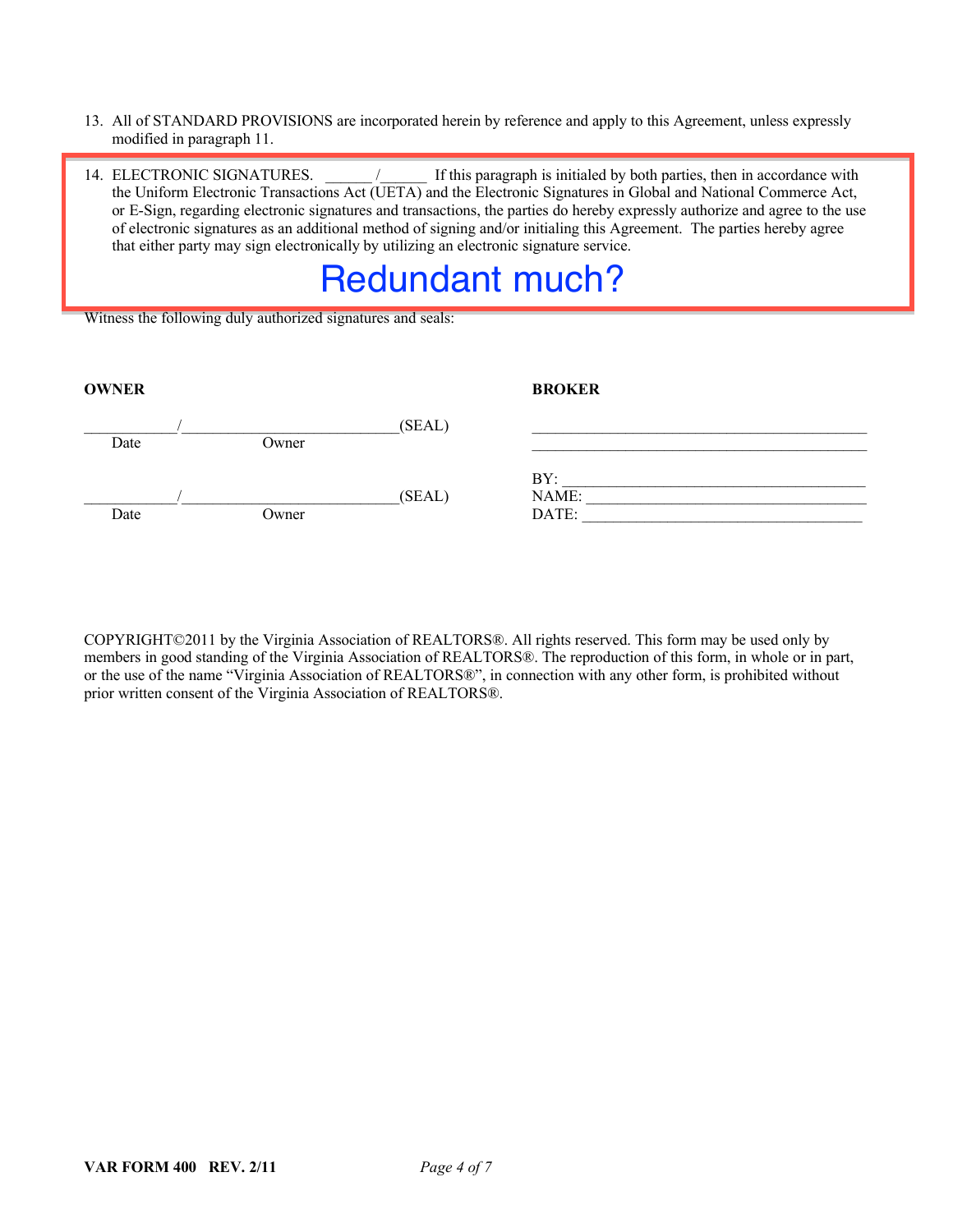13. All of STANDARD PROVISIONS are incorporated herein by reference and apply to this Agreement, unless expressly modified in paragraph 11.

14. ELECTRONIC SIGNATURES. ______ /______ If this paragraph is initialed by both parties, then in accordance with the Uniform Electronic Transactions Act (UETA) and the Electronic Signatures in Global and National Commerce Act, or E-Sign, regarding electronic signatures and transactions, the parties do hereby expressly authorize and agree to the use of electronic signatures as an additional method of signing and/or initialing this Agreement. The parties hereby agree that either party may sign electronically by utilizing an electronic signature service.

Redundant much?

Witness the following duly authorized signatures and seals:

**OWNER**

___________/___________________________(SEAL)
Date Owner

___________/___________________________(SEAL)
Date Owner

**BROKER**

____________________________________________

____________________________________________

BY: ________________________________________

NAME: ______________________________________

DATE: ______________________________________

COPYRIGHT©2011 by the Virginia Association of REALTORS®. All rights reserved. This form may be used only by members in good standing of the Virginia Association of REALTORS®. The reproduction of this form, in whole or in part, or the use of the name "Virginia Association of REALTORS®", in connection with any other form, is prohibited without prior written consent of the Virginia Association of REALTORS®.

**VAR FORM 400 REV. 2/11**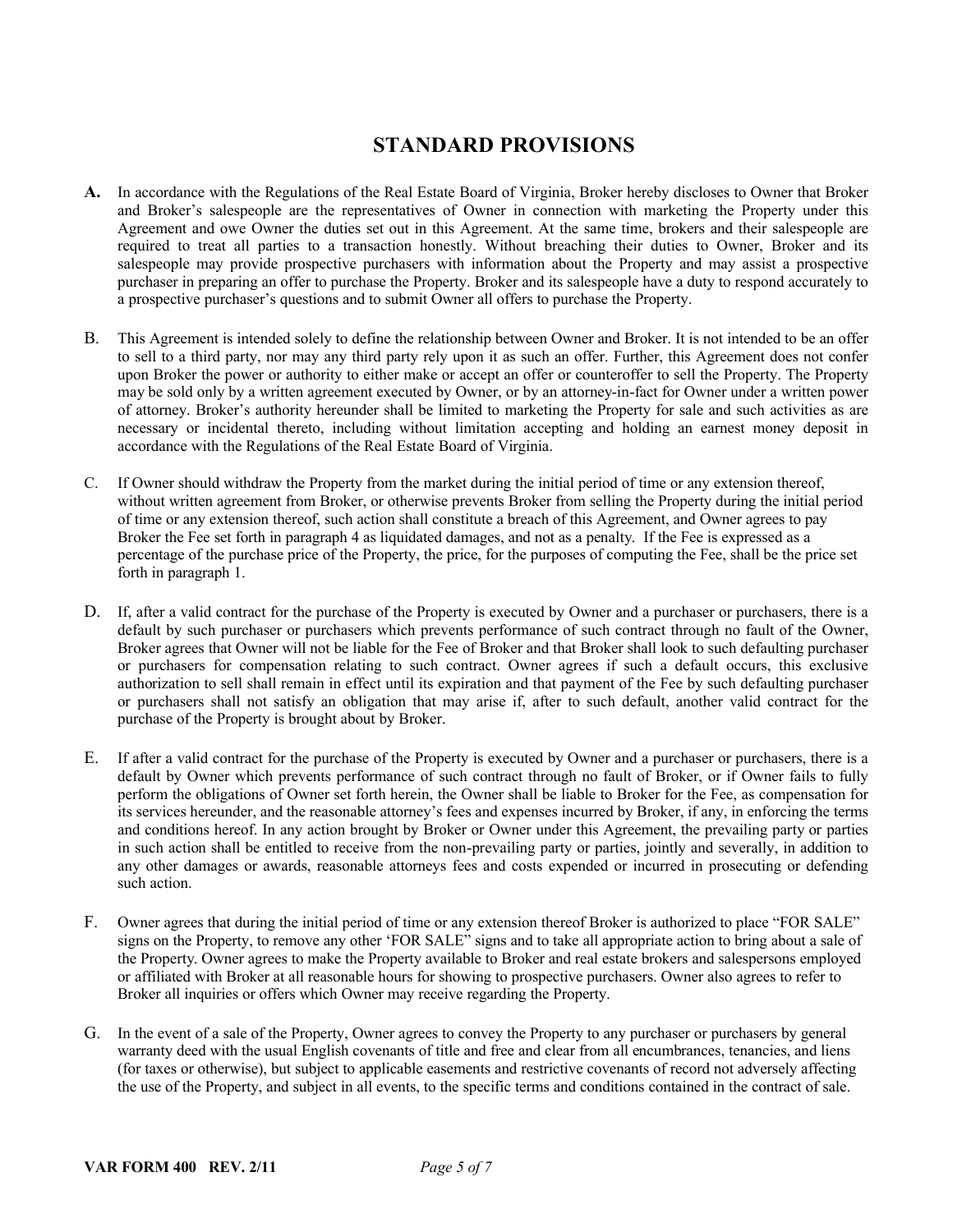# STANDARD PROVISIONS

**A.** In accordance with the Regulations of the Real Estate Board of Virginia, Broker hereby discloses to Owner that Broker and Broker's salespeople are the representatives of Owner in connection with marketing the Property under this Agreement and owe Owner the duties set out in this Agreement. At the same time, brokers and their salespeople are required to treat all parties to a transaction honestly. Without breaching their duties to Owner, Broker and its salespeople may provide prospective purchasers with information about the Property and may assist a prospective purchaser in preparing an offer to purchase the Property. Broker and its salespeople have a duty to respond accurately to a prospective purchaser's questions and to submit Owner all offers to purchase the Property.

B. This Agreement is intended solely to define the relationship between Owner and Broker. It is not intended to be an offer to sell to a third party, nor may any third party rely upon it as such an offer. Further, this Agreement does not confer upon Broker the power or authority to either make or accept an offer or counteroffer to sell the Property. The Property may be sold only by a written agreement executed by Owner, or by an attorney-in-fact for Owner under a written power of attorney. Broker's authority hereunder shall be limited to marketing the Property for sale and such activities as are necessary or incidental thereto, including without limitation accepting and holding an earnest money deposit in accordance with the Regulations of the Real Estate Board of Virginia.

C. If Owner should withdraw the Property from the market during the initial period of time or any extension thereof, without written agreement from Broker, or otherwise prevents Broker from selling the Property during the initial period of time or any extension thereof, such action shall constitute a breach of this Agreement, and Owner agrees to pay Broker the Fee set forth in paragraph 4 as liquidated damages, and not as a penalty. If the Fee is expressed as a percentage of the purchase price of the Property, the price, for the purposes of computing the Fee, shall be the price set forth in paragraph 1.

D. If, after a valid contract for the purchase of the Property is executed by Owner and a purchaser or purchasers, there is a default by such purchaser or purchasers which prevents performance of such contract through no fault of the Owner, Broker agrees that Owner will not be liable for the Fee of Broker and that Broker shall look to such defaulting purchaser or purchasers for compensation relating to such contract. Owner agrees if such a default occurs, this exclusive authorization to sell shall remain in effect until its expiration and that payment of the Fee by such defaulting purchaser or purchasers shall not satisfy an obligation that may arise if, after to such default, another valid contract for the purchase of the Property is brought about by Broker.

E. If after a valid contract for the purchase of the Property is executed by Owner and a purchaser or purchasers, there is a default by Owner which prevents performance of such contract through no fault of Broker, or if Owner fails to fully perform the obligations of Owner set forth herein, the Owner shall be liable to Broker for the Fee, as compensation for its services hereunder, and the reasonable attorney's fees and expenses incurred by Broker, if any, in enforcing the terms and conditions hereof. In any action brought by Broker or Owner under this Agreement, the prevailing party or parties in such action shall be entitled to receive from the non-prevailing party or parties, jointly and severally, in addition to any other damages or awards, reasonable attorneys fees and costs expended or incurred in prosecuting or defending such action.

F. Owner agrees that during the initial period of time or any extension thereof Broker is authorized to place "FOR SALE" signs on the Property, to remove any other 'FOR SALE" signs and to take all appropriate action to bring about a sale of the Property. Owner agrees to make the Property available to Broker and real estate brokers and salespersons employed or affiliated with Broker at all reasonable hours for showing to prospective purchasers. Owner also agrees to refer to Broker all inquiries or offers which Owner may receive regarding the Property.

G. In the event of a sale of the Property, Owner agrees to convey the Property to any purchaser or purchasers by general warranty deed with the usual English covenants of title and free and clear from all encumbrances, tenancies, and liens (for taxes or otherwise), but subject to applicable easements and restrictive covenants of record not adversely affecting the use of the Property, and subject in all events, to the specific terms and conditions contained in the contract of sale.

**VAR FORM 400 REV. 2/11**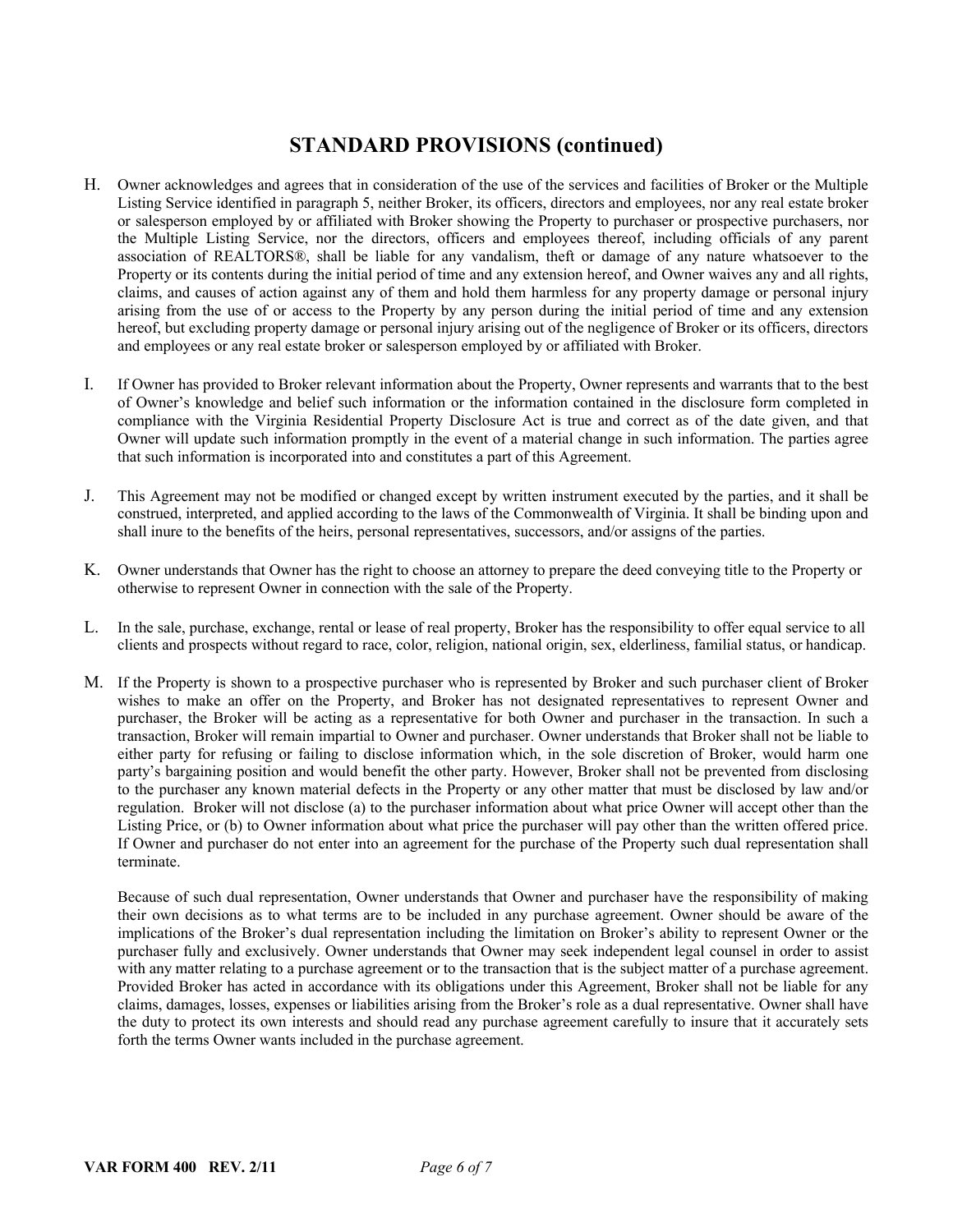## STANDARD PROVISIONS (continued)

H. Owner acknowledges and agrees that in consideration of the use of the services and facilities of Broker or the Multiple Listing Service identified in paragraph 5, neither Broker, its officers, directors and employees, nor any real estate broker or salesperson employed by or affiliated with Broker showing the Property to purchaser or prospective purchasers, nor the Multiple Listing Service, nor the directors, officers and employees thereof, including officials of any parent association of REALTORS®, shall be liable for any vandalism, theft or damage of any nature whatsoever to the Property or its contents during the initial period of time and any extension hereof, and Owner waives any and all rights, claims, and causes of action against any of them and hold them harmless for any property damage or personal injury arising from the use of or access to the Property by any person during the initial period of time and any extension hereof, but excluding property damage or personal injury arising out of the negligence of Broker or its officers, directors and employees or any real estate broker or salesperson employed by or affiliated with Broker.

I. If Owner has provided to Broker relevant information about the Property, Owner represents and warrants that to the best of Owner's knowledge and belief such information or the information contained in the disclosure form completed in compliance with the Virginia Residential Property Disclosure Act is true and correct as of the date given, and that Owner will update such information promptly in the event of a material change in such information. The parties agree that such information is incorporated into and constitutes a part of this Agreement.

J. This Agreement may not be modified or changed except by written instrument executed by the parties, and it shall be construed, interpreted, and applied according to the laws of the Commonwealth of Virginia. It shall be binding upon and shall inure to the benefits of the heirs, personal representatives, successors, and/or assigns of the parties.

K. Owner understands that Owner has the right to choose an attorney to prepare the deed conveying title to the Property or otherwise to represent Owner in connection with the sale of the Property.

L. In the sale, purchase, exchange, rental or lease of real property, Broker has the responsibility to offer equal service to all clients and prospects without regard to race, color, religion, national origin, sex, elderliness, familial status, or handicap.

M. If the Property is shown to a prospective purchaser who is represented by Broker and such purchaser client of Broker wishes to make an offer on the Property, and Broker has not designated representatives to represent Owner and purchaser, the Broker will be acting as a representative for both Owner and purchaser in the transaction. In such a transaction, Broker will remain impartial to Owner and purchaser. Owner understands that Broker shall not be liable to either party for refusing or failing to disclose information which, in the sole discretion of Broker, would harm one party's bargaining position and would benefit the other party. However, Broker shall not be prevented from disclosing to the purchaser any known material defects in the Property or any other matter that must be disclosed by law and/or regulation. Broker will not disclose (a) to the purchaser information about what price Owner will accept other than the Listing Price, or (b) to Owner information about what price the purchaser will pay other than the written offered price. If Owner and purchaser do not enter into an agreement for the purchase of the Property such dual representation shall terminate.

Because of such dual representation, Owner understands that Owner and purchaser have the responsibility of making their own decisions as to what terms are to be included in any purchase agreement. Owner should be aware of the implications of the Broker's dual representation including the limitation on Broker's ability to represent Owner or the purchaser fully and exclusively. Owner understands that Owner may seek independent legal counsel in order to assist with any matter relating to a purchase agreement or to the transaction that is the subject matter of a purchase agreement. Provided Broker has acted in accordance with its obligations under this Agreement, Broker shall not be liable for any claims, damages, losses, expenses or liabilities arising from the Broker's role as a dual representative. Owner shall have the duty to protect its own interests and should read any purchase agreement carefully to insure that it accurately sets forth the terms Owner wants included in the purchase agreement.

VAR FORM 400 REV. 2/11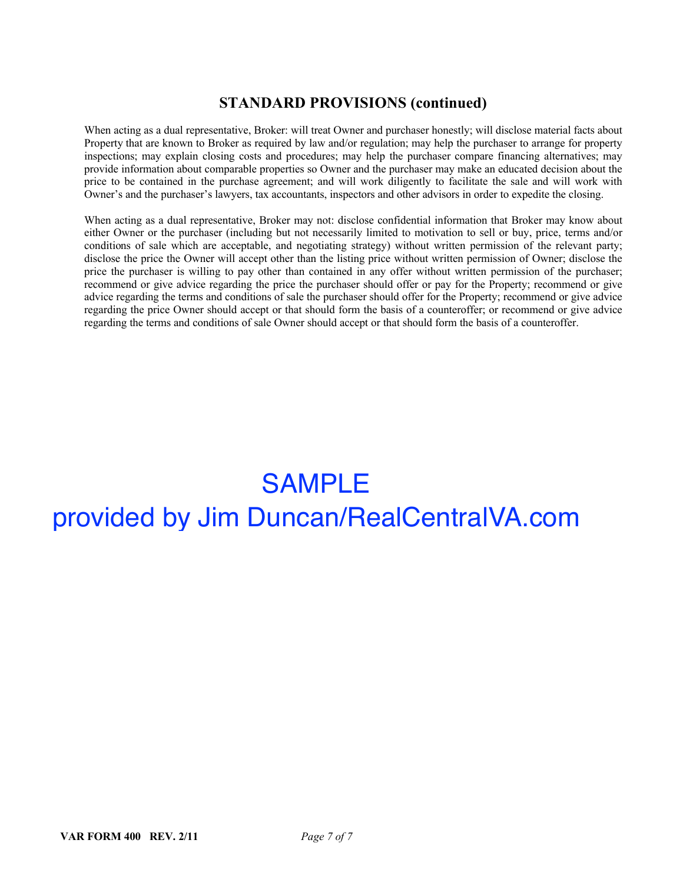## STANDARD PROVISIONS (continued)

When acting as a dual representative, Broker: will treat Owner and purchaser honestly; will disclose material facts about Property that are known to Broker as required by law and/or regulation; may help the purchaser to arrange for property inspections; may explain closing costs and procedures; may help the purchaser compare financing alternatives; may provide information about comparable properties so Owner and the purchaser may make an educated decision about the price to be contained in the purchase agreement; and will work diligently to facilitate the sale and will work with Owner's and the purchaser's lawyers, tax accountants, inspectors and other advisors in order to expedite the closing.

When acting as a dual representative, Broker may not: disclose confidential information that Broker may know about either Owner or the purchaser (including but not necessarily limited to motivation to sell or buy, price, terms and/or conditions of sale which are acceptable, and negotiating strategy) without written permission of the relevant party; disclose the price the Owner will accept other than the listing price without written permission of Owner; disclose the price the purchaser is willing to pay other than contained in any offer without written permission of the purchaser; recommend or give advice regarding the price the purchaser should offer or pay for the Property; recommend or give advice regarding the terms and conditions of sale the purchaser should offer for the Property; recommend or give advice regarding the price Owner should accept or that should form the basis of a counteroffer; or recommend or give advice regarding the terms and conditions of sale Owner should accept or that should form the basis of a counteroffer.

SAMPLE
provided by Jim Duncan/RealCentralVA.com

**VAR FORM 400 REV. 2/11**